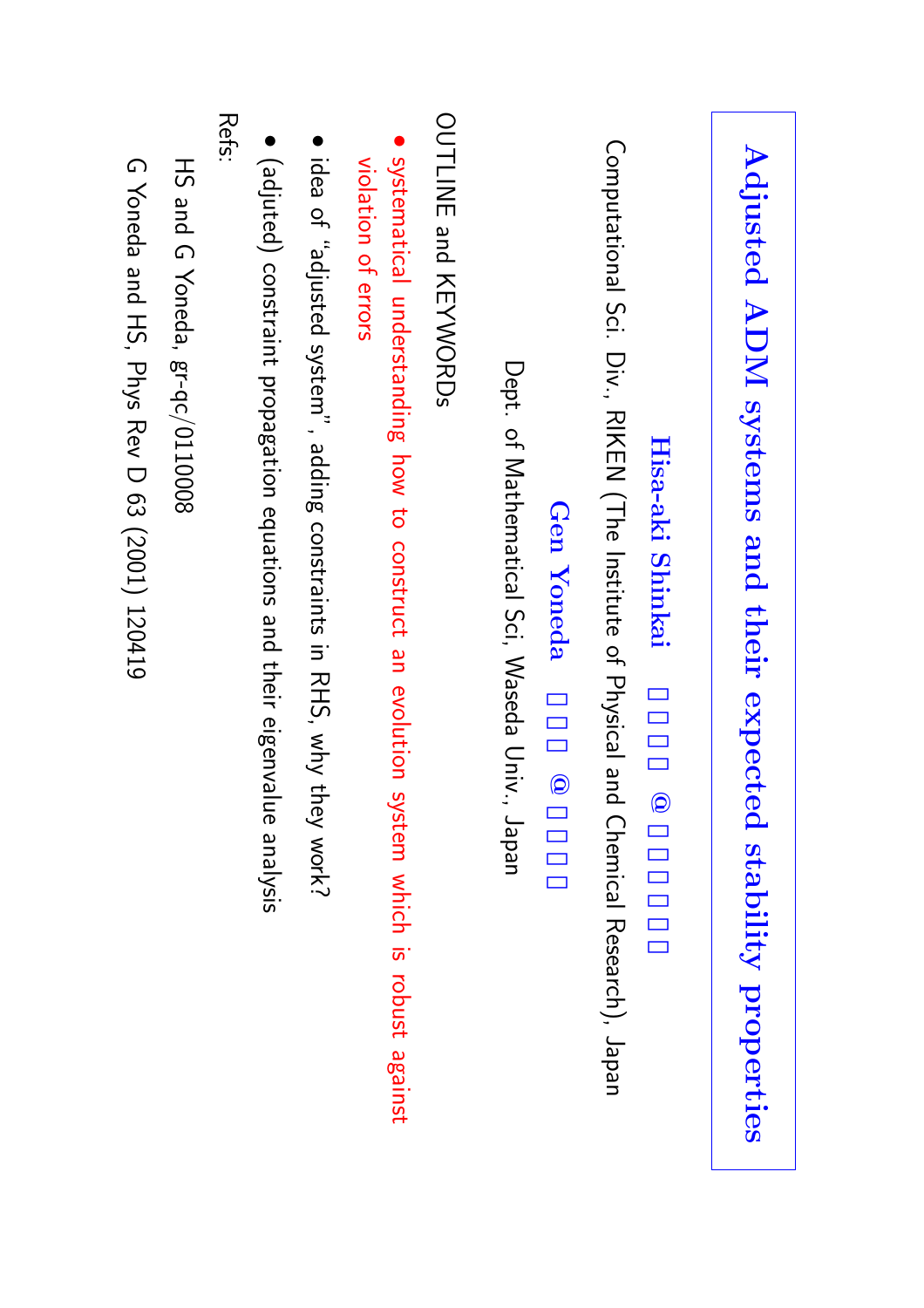# Adjusted ADM systems and their expected stability properties

**Hisa-aki Shinkai** □□□□ @ □□□□□□

Computational Sci. Div., RIKEN (The Institute of Physical and Chemical Research), Japan

**Gen Yoneda** □□□ @ □□□□

Dept. of Mathematical Sci, Waseda Univ., Japan

OUTLINE and KEYWORDs

- systematical understanding how to construct an evolution system which is robust against violation of errors
- idea of "adjusted system", adding constraints in RHS, why they work?
- (adjuted) constraint propagation equations and their eigenvalue analysis

Refs:

HS and G Yoneda, gr-qc/0110008

G Yoneda and HS, Phys Rev D 63 (2001) 120419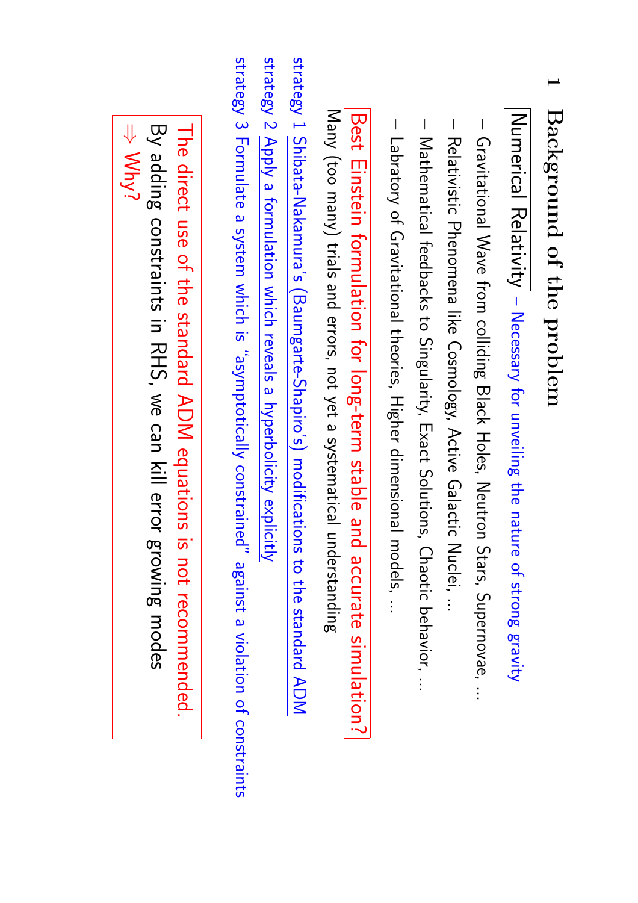# 1 Background of the problem

**Numerical Relativity** – Necessary for unveiling the nature of strong gravity

- Gravitational Wave from colliding Black Holes, Neutron Stars, Supernovae, ...
- Relativistic Phenomena like Cosmology, Active Galactic Nuclei, ...
- Mathematical feedbacks to Singularity, Exact Solutions, Chaotic behavior, ...
- Labratory of Gravitational theories, Higher dimensional models, ...

**Best Einstein formulation for long-term stable and accurate simulation?**

Many (too many) trials and errors, not yet a systematical understanding

strategy 1 Shibata-Nakamura's (Baumgarte-Shapiro's) modifications to the standard ADM

strategy 2 Apply a formulation which reveals a hyperbolicity explicitly

strategy 3 Formulate a system which is "asymptotically constrained" against a violation of constraints

The direct use of the standard ADM equations is not recommended.
By adding constraints in RHS, we can kill error growing modes
⇒ Why?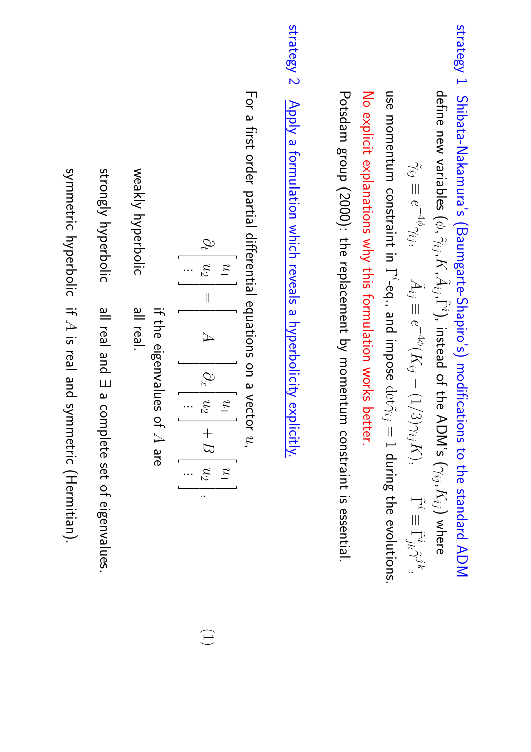**strategy 1** Shibata-Nakamura's (Baumgarte-Shapiro's) modifications to the standard ADM

define new variables $(\phi, \tilde{\gamma}_{ij}, K, \tilde{A}_{ij}, \tilde{\Gamma}^i)$, instead of the ADM's $(\gamma_{ij}, K_{ij})$ where

$$\tilde{\gamma}_{ij} \equiv e^{-4\phi}\gamma_{ij}, \quad \tilde{A}_{ij} \equiv e^{-4\phi}(K_{ij} - (1/3)\gamma_{ij}K), \quad \tilde{\Gamma}^i \equiv \tilde{\Gamma}^i_{jk}\tilde{\gamma}^{jk},$$

use momentum constraint in $\Gamma^i$-eq., and impose $\det\tilde{\gamma}_{ij} = 1$ during the evolutions.

No explicit explanations why this formulation works better.

Potsdam group (2000): <u>the replacement by momentum constraint is essential.</u>

**strategy 2** Apply a formulation which reveals a hyperbolicity explicitly.

For a first order partial differential equations on a vector $u$,

$$\partial_t \begin{bmatrix} u_1 \\ u_2 \\ \vdots \end{bmatrix} = \begin{bmatrix} & & \\ & A & \\ & & \end{bmatrix} \partial_x \begin{bmatrix} u_1 \\ u_2 \\ \vdots \end{bmatrix} + B \begin{bmatrix} u_1 \\ u_2 \\ \vdots \end{bmatrix}, \tag{1}$$

| | if the eigenvalues of $A$ are |
|---|---|
| weakly hyperbolic | all real. |
| strongly hyperbolic | all real and $\exists$ a complete set of eigenvalues. |
| symmetric hyperbolic | if $A$ is real and symmetric (Hermitian). |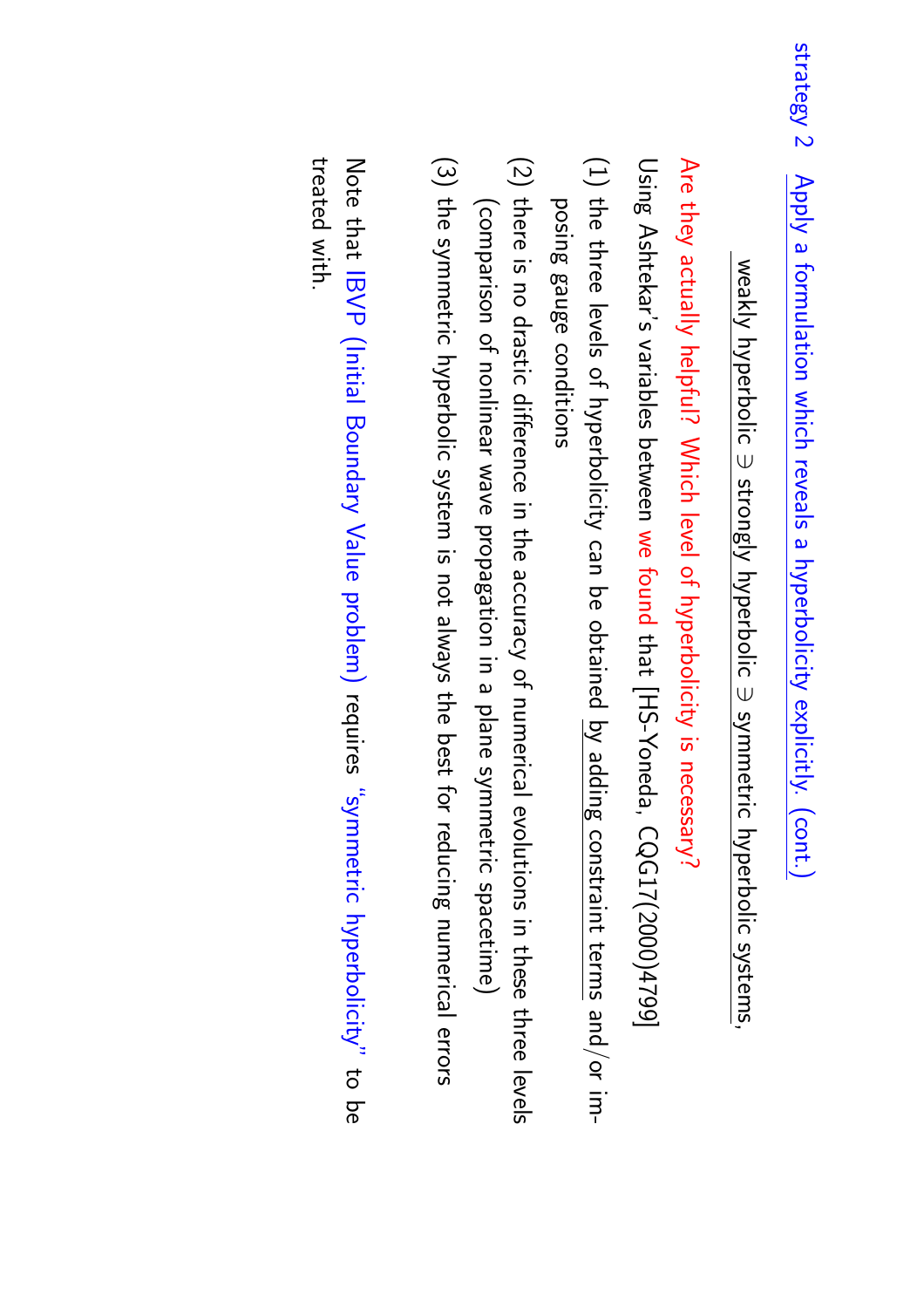strategy 2 **Apply a formulation which reveals a hyperbolicity explicitly. (cont.)**

weakly hyperbolic $\supset$ strongly hyperbolic $\supset$ symmetric hyperbolic systems,

**Are they actually helpful? Which level of hyperbolicity is necessary?**

Using Ashtekar's variables between we found that [HS-Yoneda, CQG17(2000)4799]

(1) the three levels of hyperbolicity can be obtained by adding constraint terms and/or imposing gauge conditions

(2) there is no drastic difference in the accuracy of numerical evolutions in these three levels (comparison of nonlinear wave propagation in a plane symmetric spacetime)

(3) the symmetric hyperbolic system is not always the best for reducing numerical errors

Note that IBVP (Initial Boundary Value problem) requires "symmetric hyperbolicity" to be treated with.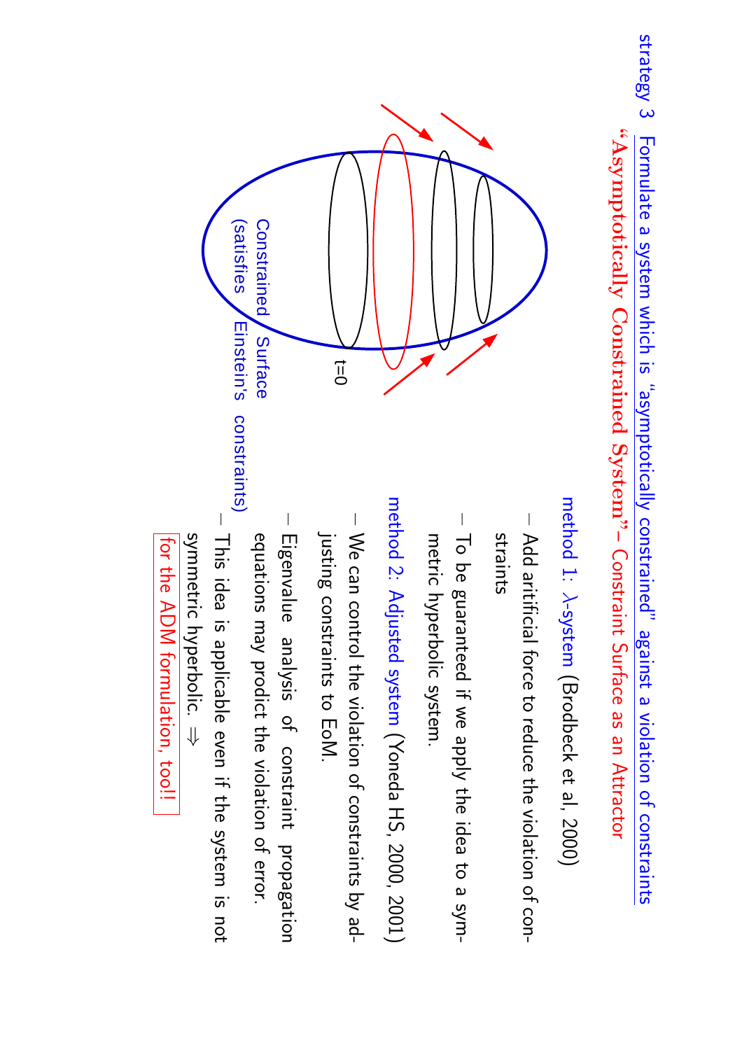strategy 3 Formulate a system which is "asymptotically constrained" against a violation of constraints

## "Asymptotically Constrained System"– Constraint Surface as an Attractor

t=0

Constrained Surface (satisfies Einstein's constraints)

**method 1: $\lambda$-system** (Brodbeck et al, 2000)

– Add aritificial force to reduce the violation of constraints

– To be guaranteed if we apply the idea to a symmetric hyperbolic system.

**method 2: Adjusted system** (Yoneda HS, 2000, 2001)

– We can control the violation of constraints by adjusting constraints to EoM.

– Eigenvalue analysis of constraint propagation equations may prodict the violation of error.

– This idea is applicable even if the system is not symmetric hyperbolic. $\Rightarrow$ for the ADM formulation, too!!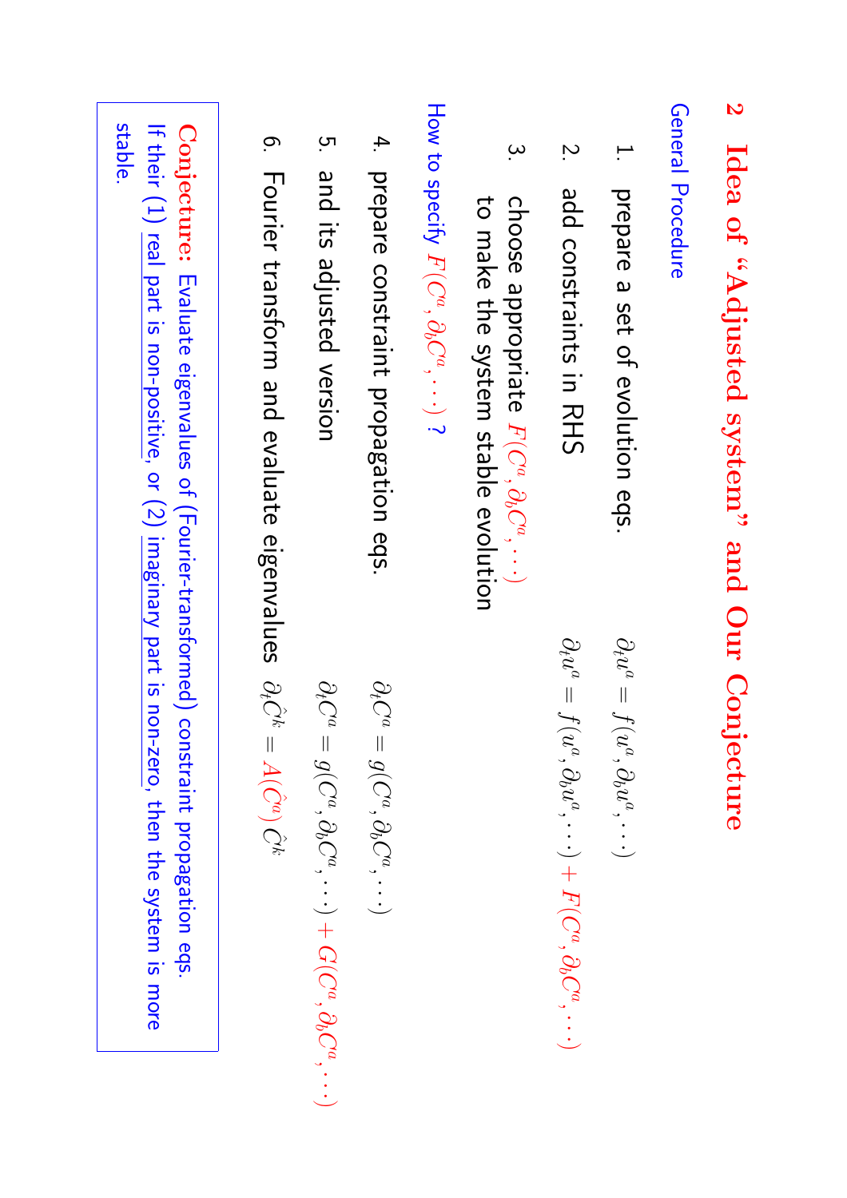## 2 Idea of "Adjusted system" and Our Conjecture

General Procedure

1. prepare a set of evolution eqs. $\partial_t u^a = f(u^a, \partial_b u^a, \cdots)$
2. add constraints in RHS $\partial_t u^a = f(u^a, \partial_b u^a, \cdots) + F(C^a, \partial_b C^a, \cdots)$
3. choose appropriate $F(C^a, \partial_b C^a, \cdots)$ to make the system stable evolution

How to specify $F(C^a, \partial_b C^a, \cdots)$ ?

4. prepare constraint propagation eqs. $\partial_t C^a = g(C^a, \partial_b C^a, \cdots)$
5. and its adjusted version $\partial_t C^a = g(C^a, \partial_b C^a, \cdots) + G(C^a, \partial_b C^a, \cdots)$
6. Fourier transform and evaluate eigenvalues $\partial_t \hat{C}^k = A(\hat{C}^a)\, \hat{C}^k$

**Conjecture:** Evaluate eigenvalues of (Fourier-transformed) constraint propagation eqs. If their (1) real part is non-positive, or (2) imaginary part is non-zero, then the system is more stable.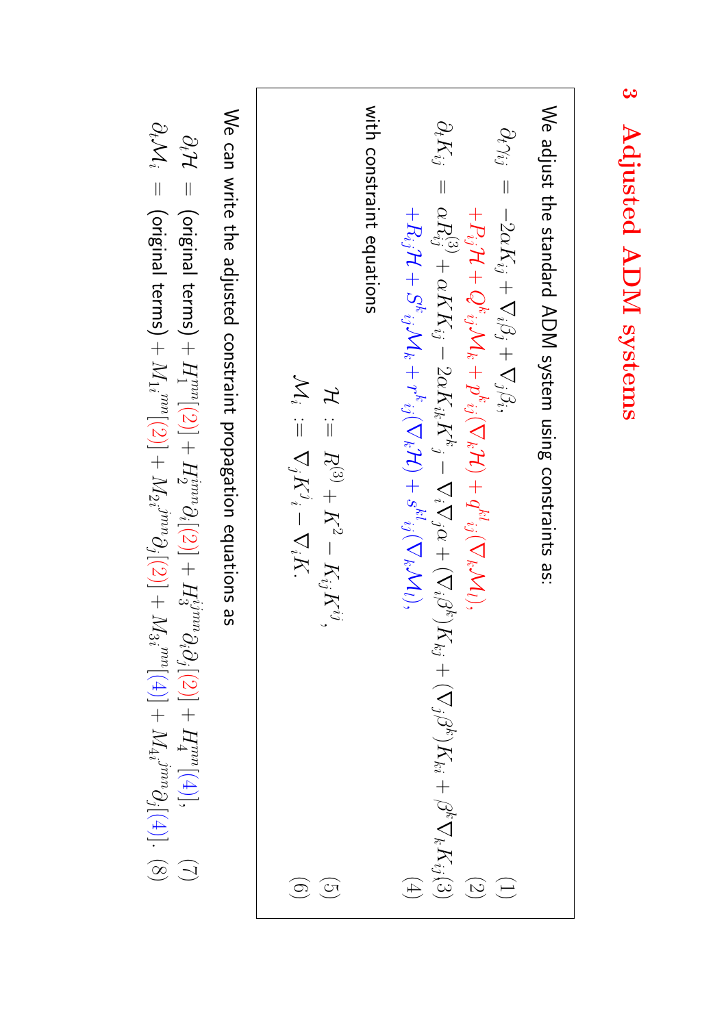## 3 Adjusted ADM systems

We adjust the standard ADM system using constraints as:

$$
\begin{aligned}
\partial_t \gamma_{ij} &= -2\alpha K_{ij} + \nabla_i \beta_j + \nabla_j \beta_i \qquad (1)\\
&\quad + P_{ij}\mathcal{H} + Q^k{}_{ij}\mathcal{M}_k + p^k{}_{ij}(\nabla_k \mathcal{H}) + q^{kl}{}_{ij}(\nabla_k \mathcal{M}_l), \qquad (2)\\
\partial_t K_{ij} &= \alpha R^{(3)}_{ij} + \alpha K K_{ij} - 2\alpha K_{ik}K^k{}_j - \nabla_i \nabla_j \alpha + (\nabla_i \beta^k) K_{kj} + (\nabla_j \beta^k) K_{ki} + \beta^k \nabla_k K_{ij} \qquad (3)\\
&\quad + R_{ij}\mathcal{H} + S^k{}_{ij}\mathcal{M}_k + r^k{}_{ij}(\nabla_k \mathcal{H}) + s^{kl}{}_{ij}(\nabla_k \mathcal{M}_l), \qquad (4)
\end{aligned}
$$

with constraint equations

$$
\begin{aligned}
\mathcal{H} &:= R^{(3)} + K^2 - K_{ij}K^{ij}, \qquad (5)\\
\mathcal{M}_i &:= \nabla_j K^j{}_i - \nabla_i K. \qquad (6)
\end{aligned}
$$

We can write the adjusted constraint propagation equations as

$$
\begin{aligned}
\partial_t \mathcal{H} &= (\text{original terms}) + H_1^{mn}[(2)] + H_2^{imn}\partial_i[(2)] + H_3^{ijmn}\partial_i\partial_j[(2)] + H_4^{mn}[(4)], \qquad (7)\\
\partial_t \mathcal{M}_i &= (\text{original terms}) + M_{1i}{}^{mn}[(2)] + M_{2i}{}^{jmn}\partial_j[(2)] + M_{3i}{}^{mn}[(4)] + M_{4i}{}^{jmn}\partial_j[(4)]. \qquad (8)
\end{aligned}
$$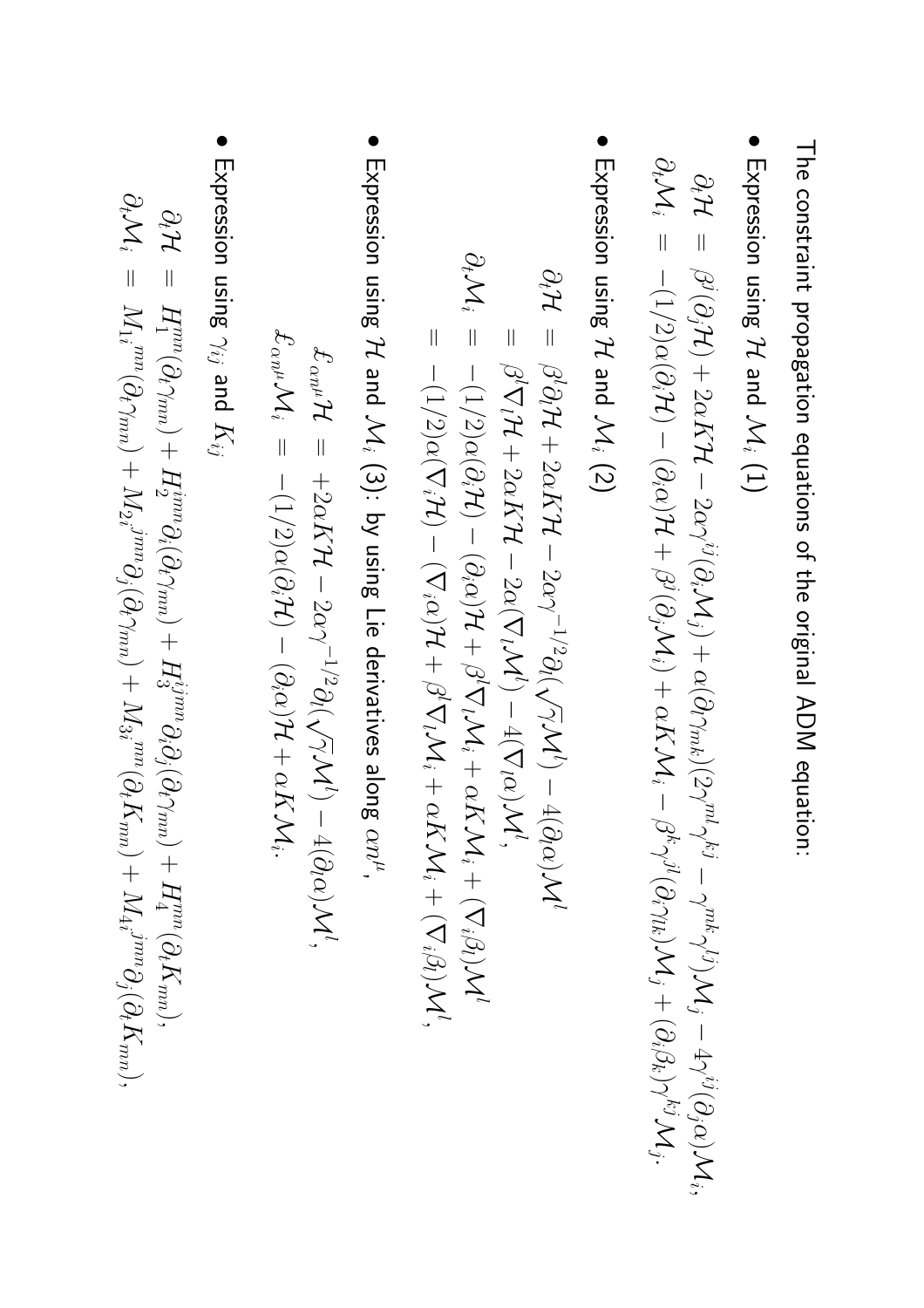The constraint propagation equations of the original ADM equation:

- Expression using $\mathcal{H}$ and $\mathcal{M}_i$ (1)

$$
\begin{aligned}
\partial_t \mathcal{H} &= \beta^j(\partial_j \mathcal{H}) + 2\alpha K \mathcal{H} - 2\alpha\gamma^{ij}(\partial_i \mathcal{M}_j) + \alpha(\partial_l \gamma_{mk})(2\gamma^{ml}\gamma^{kj} - \gamma^{mk}\gamma^{lj})\mathcal{M}_j - 4\gamma^{ij}(\partial_j \alpha)\mathcal{M}_i, \\
\partial_t \mathcal{M}_i &= -(1/2)\alpha(\partial_i \mathcal{H}) - (\partial_i \alpha)\mathcal{H} + \beta^j(\partial_j \mathcal{M}_i) + \alpha K \mathcal{M}_i - \beta^k \gamma^{jl}(\partial_i \gamma_{lk})\mathcal{M}_j + (\partial_i \beta_k)\gamma^{kj}\mathcal{M}_j.
\end{aligned}
$$

- Expression using $\mathcal{H}$ and $\mathcal{M}_i$ (2)

$$
\begin{aligned}
\partial_t \mathcal{H} &= \beta^l \partial_l \mathcal{H} + 2\alpha K \mathcal{H} - 2\alpha\gamma^{-1/2}\partial_l(\sqrt{\gamma}\mathcal{M}^l) - 4(\partial_l \alpha)\mathcal{M}^l \\
&= \beta^l \nabla_l \mathcal{H} + 2\alpha K \mathcal{H} - 2\alpha(\nabla_l \mathcal{M}^l) - 4(\nabla_l \alpha)\mathcal{M}^l, \\
\partial_t \mathcal{M}_i &= -(1/2)\alpha(\partial_i \mathcal{H}) - (\partial_i \alpha)\mathcal{H} + \beta^l \nabla_l \mathcal{M}_i + \alpha K \mathcal{M}_i + (\nabla_i \beta_l)\mathcal{M}^l \\
&= -(1/2)\alpha(\nabla_i \mathcal{H}) - (\nabla_i \alpha)\mathcal{H} + \beta^l \nabla_l \mathcal{M}_i + \alpha K \mathcal{M}_i + (\nabla_i \beta_l)\mathcal{M}^l,
\end{aligned}
$$

- Expression using $\mathcal{H}$ and $\mathcal{M}_i$ (3): by using Lie derivatives along $\alpha n^\mu$,

$$
\begin{aligned}
\pounds_{\alpha n^\mu} \mathcal{H} &= +2\alpha K \mathcal{H} - 2\alpha\gamma^{-1/2}\partial_l(\sqrt{\gamma}\mathcal{M}^l) - 4(\partial_l \alpha)\mathcal{M}^l, \\
\pounds_{\alpha n^\mu} \mathcal{M}_i &= -(1/2)\alpha(\partial_i \mathcal{H}) - (\partial_i \alpha)\mathcal{H} + \alpha K \mathcal{M}_i.
\end{aligned}
$$

- Expression using $\gamma_{ij}$ and $K_{ij}$

$$
\begin{aligned}
\partial_t \mathcal{H} &= H_1^{mn}(\partial_t \gamma_{mn}) + H_2^{imn}\partial_i(\partial_t \gamma_{mn}) + H_3^{ijmn}\partial_i\partial_j(\partial_t \gamma_{mn}) + H_4^{mn}(\partial_t K_{mn}), \\
\partial_t \mathcal{M}_i &= M_{1i}{}^{mn}(\partial_t \gamma_{mn}) + M_{2i}{}^{jmn}\partial_j(\partial_t \gamma_{mn}) + M_{3i}{}^{mn}(\partial_t K_{mn}) + M_{4i}{}^{jmn}\partial_j(\partial_t K_{mn}),
\end{aligned}
$$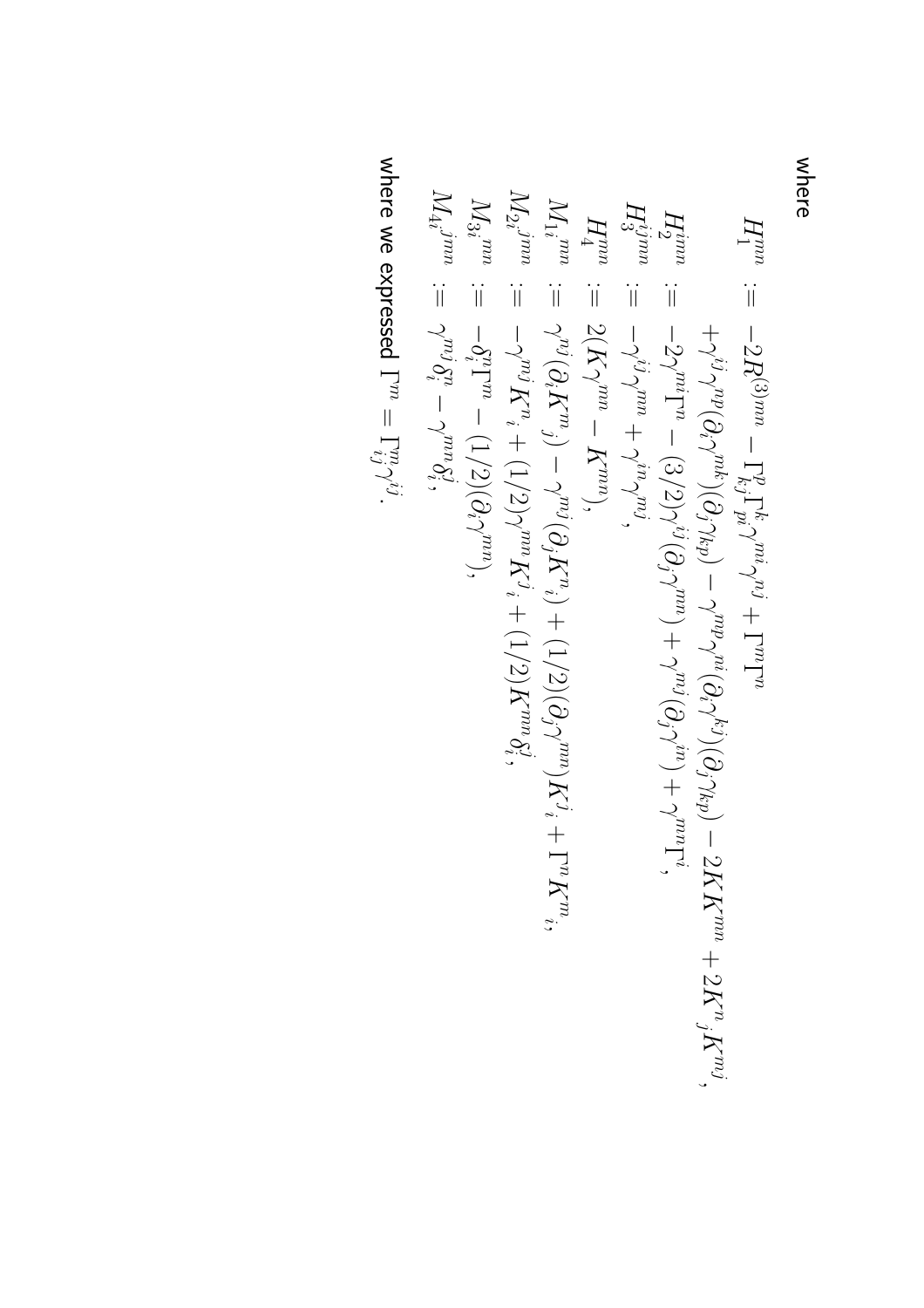where

$$
\begin{aligned}
H_1^{mn} &:= -2R^{(3)mn} - \Gamma^p_{kj}\Gamma^k_{pi}\gamma^{mi}\gamma^{nj} + \Gamma^m\Gamma^n \\
&\quad +\gamma^{ij}\gamma^{np}(\partial_i\gamma^{mk})(\partial_j\gamma_{kp}) - \gamma^{np}\gamma^{mi}(\partial_i\gamma^{kj})(\partial_j\gamma_{kp}) - 2KK^{mn} + 2K^n{}_jK^{mj}, \\
H_2^{imn} &:= -2\gamma^{mi}\Gamma^n - (3/2)\gamma^{ij}(\partial_j\gamma^{mn}) + \gamma^{mj}(\partial_j\gamma^{in}) + \gamma^{mn}\Gamma^i, \\
H_3^{ijmn} &:= -\gamma^{ij}\gamma^{mn} + \gamma^{in}\gamma^{mj}, \\
H_4^{mn} &:= 2(K\gamma^{mn} - K^{mn}), \\
M_{1i}{}^{mn} &:= \gamma^{nj}(\partial_i K^m{}_j) - \gamma^{nj}(\partial_j K^m{}_i) + (1/2)(\partial_j\gamma^{mn})K^j{}_i + \Gamma^n K^m{}_i, \\
M_{2i}{}^{jmn} &:= -\gamma^{nj}K^m{}_i + (1/2)\gamma^{mn}K^j{}_i + (1/2)K^{mn}\delta^j_i, \\
M_{3i}{}^{mn} &:= -\delta^n_i\Gamma^m - (1/2)(\partial_i\gamma^{mn}), \\
M_{4i}{}^{jmn} &:= \gamma^{mj}\delta^n_i - \gamma^{mn}\delta^j_i,
\end{aligned}
$$

where we expressed $\Gamma^m = \Gamma^m_{ij}\gamma^{ij}$.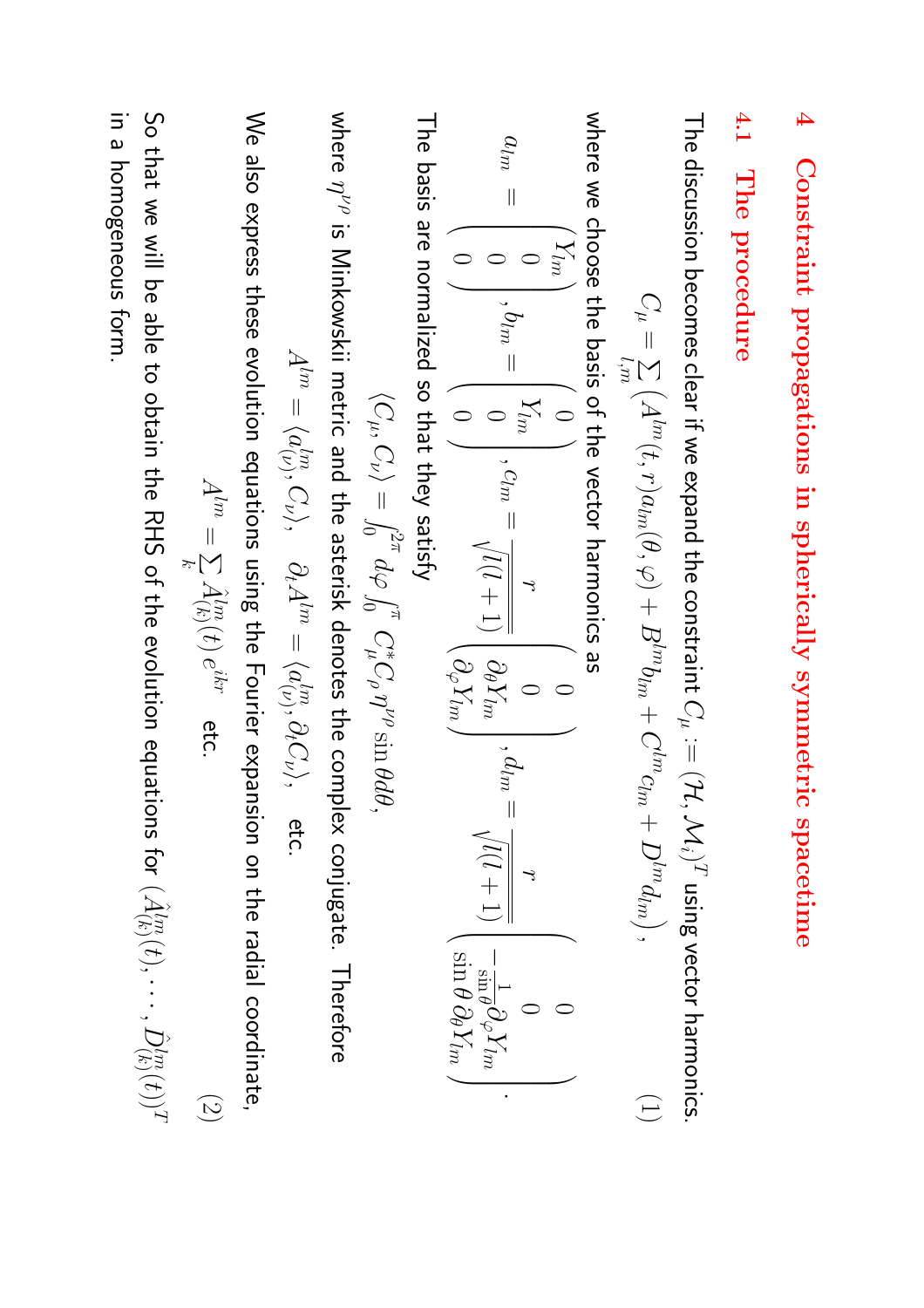# 4 Constraint propagations in spherically symmetric spacetime

## 4.1 The procedure

The discussion becomes clear if we expand the constraint $C_\mu := (\mathcal{H}, \mathcal{M}_i)^T$ using vector harmonics.

$$
C_\mu = \sum_{l,m} \left( A^{lm}(t,r) a_{lm}(\theta,\varphi) + B^{lm} b_{lm} + C^{lm} c_{lm} + D^{lm} d_{lm} \right), \tag{1}
$$

where we choose the basis of the vector harmonics as

$$
a_{lm} = \begin{pmatrix} Y_{lm} \\ 0 \\ 0 \\ 0 \end{pmatrix}, b_{lm} = \begin{pmatrix} 0 \\ Y_{lm} \\ 0 \\ 0 \end{pmatrix}, c_{lm} = \frac{r}{\sqrt{l(l+1)}} \begin{pmatrix} 0 \\ 0 \\ \partial_\theta Y_{lm} \\ \partial_\varphi Y_{lm} \end{pmatrix}, d_{lm} = \frac{r}{\sqrt{l(l+1)}} \begin{pmatrix} 0 \\ 0 \\ -\frac{1}{\sin\theta}\partial_\varphi Y_{lm} \\ \sin\theta \, \partial_\theta Y_{lm} \end{pmatrix}.
$$

The basis are normalized so that they satisfy

$$
\langle C_\mu, C_\nu \rangle = \int_0^{2\pi} d\varphi \int_0^{\pi} C_\mu^* C_\rho \eta^{\nu\rho} \sin\theta d\theta,
$$

where $\eta^{\nu\rho}$ is Minkowskii metric and the asterisk denotes the complex conjugate. Therefore

$$
A^{lm} = \langle a_{(\nu)}^{lm}, C_\nu \rangle, \quad \partial_t A^{lm} = \langle a_{(\nu)}^{lm}, \partial_t C_\nu \rangle, \quad \text{etc.}
$$

We also express these evolution equations using the Fourier expansion on the radial coordinate,

$$
A^{lm} = \sum_k \hat{A}_{(k)}^{lm}(t) \, e^{ikr} \quad \text{etc.} \tag{2}
$$

So that we will be able to obtain the RHS of the evolution equations for $(\hat{A}_{(k)}^{lm}(t), \cdots, \hat{D}_{(k)}^{lm}(t))^T$ in a homogeneous form.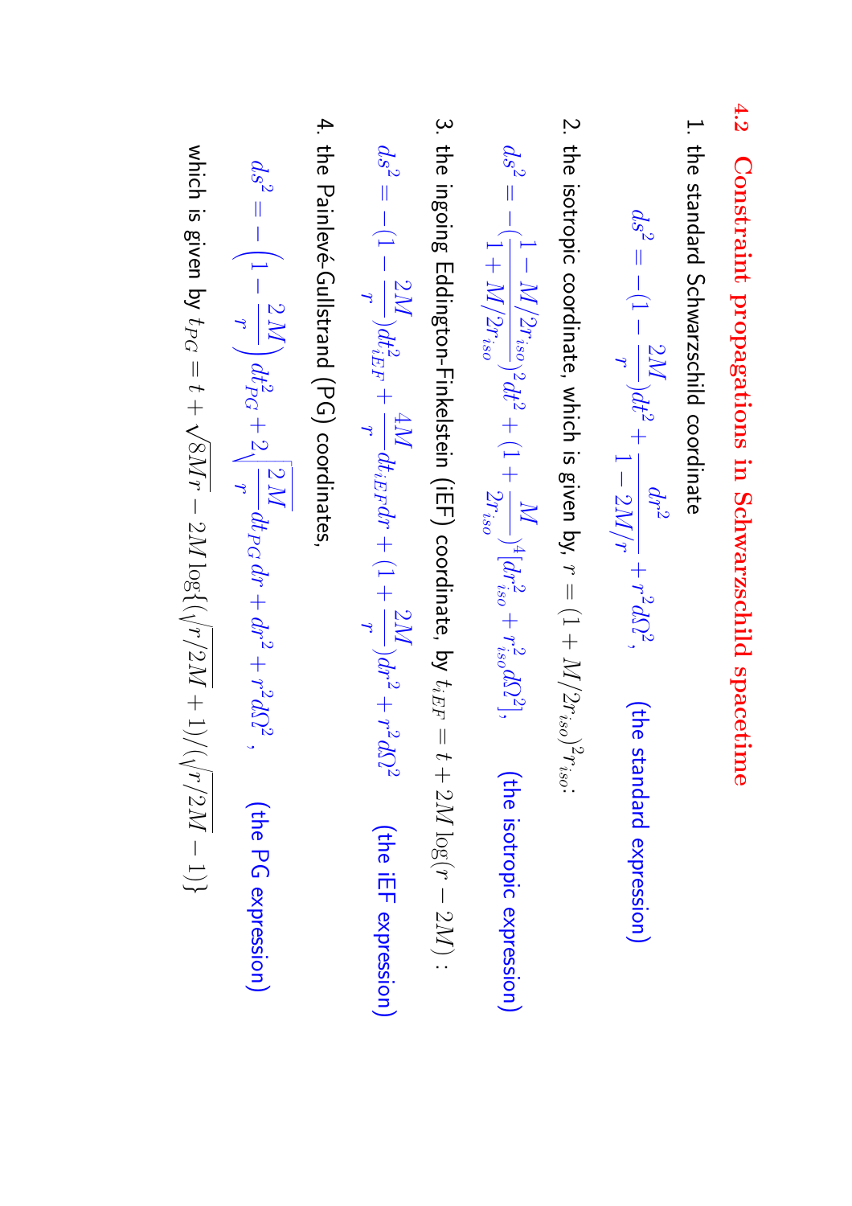## 4.2 Constraint propagations in Schwarzschild spacetime

1. the standard Schwarzschild coordinate

$$ds^2 = -(1 - \frac{2M}{r})dt^2 + \frac{dr^2}{1 - 2M/r} + r^2 d\Omega^2, \qquad \text{(the standard expression)}$$

2. the isotropic coordinate, which is given by, $r = (1 + M/2r_{iso})^2 r_{iso}$:

$$ds^2 = -(\frac{1 - M/2r_{iso}}{1 + M/2r_{iso}})^2 dt^2 + (1 + \frac{M}{2r_{iso}})^4 [dr_{iso}^2 + r_{iso}^2 d\Omega^2], \qquad \text{(the isotropic expression)}$$

3. the ingoing Eddington-Finkelstein (iEF) coordinate, by $t_{iEF} = t + 2M \log(r - 2M)$ :

$$ds^2 = -(1 - \frac{2M}{r})dt_{iEF}^2 + \frac{4M}{r} dt_{iEF} dr + (1 + \frac{2M}{r})dr^2 + r^2 d\Omega^2 \qquad \text{(the iEF expression)}$$

4. the Painlevé-Gullstrand (PG) coordinates,

$$ds^2 = -\left(1 - \frac{2M}{r}\right) dt_{PG}^2 + 2\sqrt{\frac{2M}{r}} dt_{PG}\, dr + dr^2 + r^2 d\Omega^2, \qquad \text{(the PG expression)}$$

which is given by $t_{PG} = t + \sqrt{8Mr} - 2M \log\{(\sqrt{r/2M} + 1)/(\sqrt{r/2M} - 1)\}$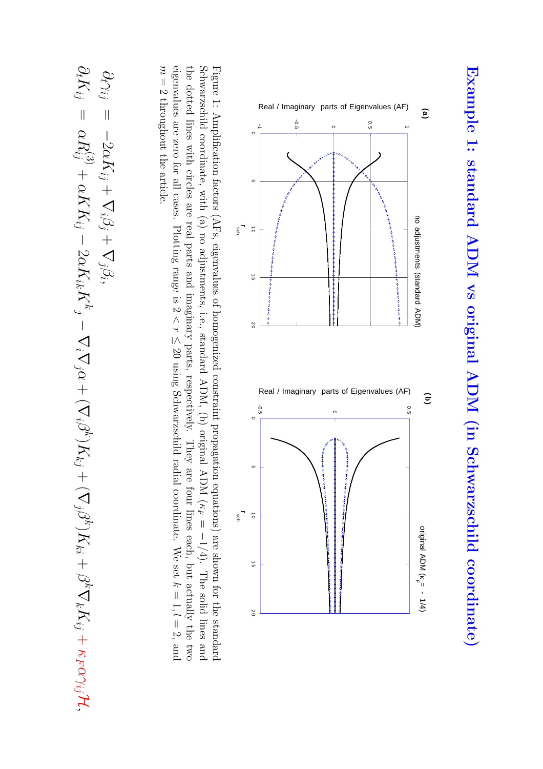# Example 1: standard ADM vs original ADM (in Schwarzschild coordinate)

Figure 1: Amplification factors (AFs, eigenvalues of homogenized constraint propagation equations) are shown for the standard Schwarzschild coordinate, with (a) no adjustments, i.e., standard ADM, (b) original ADM ($\kappa_F = -1/4$). The solid lines and the dotted lines with circles are real parts and imaginary parts, respectively. They are four lines each, but actually the two eigenvalues are zero for all cases. Plotting range is $2 < r \leq 20$ using Schwarzschild radial coordinate. We set $k = 1, l = 2$, and $m = 2$ throughout the article.

$$\partial_t \gamma_{ij} = -2\alpha K_{ij} + \nabla_i \beta_j + \nabla_j \beta_i,$$

$$\partial_t K_{ij} = \alpha R^{(3)}_{ij} + \alpha K K_{ij} - 2\alpha K_{ik} K^k{}_j - \nabla_i \nabla_j \alpha + (\nabla_i \beta^k) K_{kj} + (\nabla_j \beta^k) K_{ki} + \beta^k \nabla_k K_{ij} + \kappa_F \alpha \gamma_{ij} \mathcal{H},$$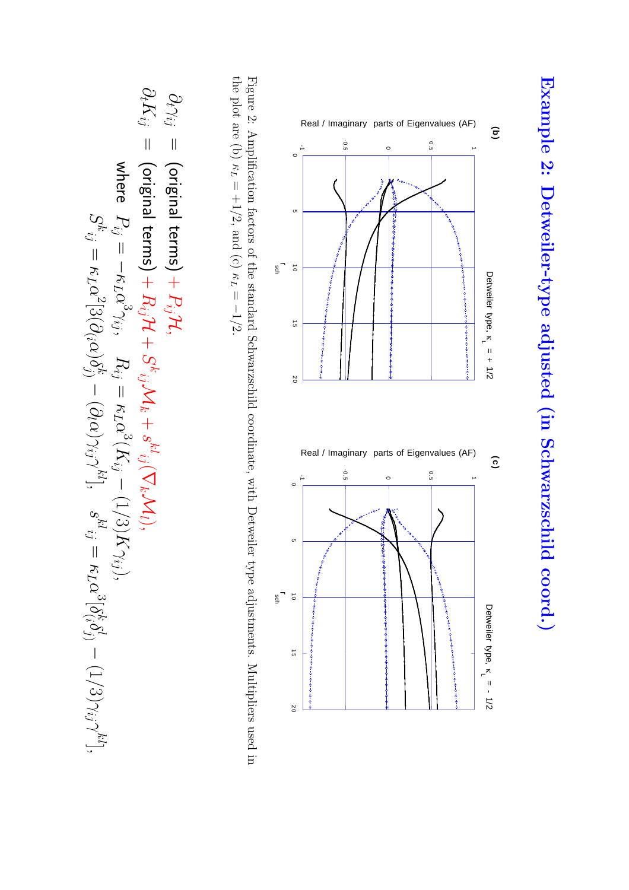# Example 2: Detweiler-type adjusted (in Schwarzschild coord.)

Figure 2: Amplification factors of the standard Schwarzschild coordinate, with Detweiler type adjustments. Multipliers used in the plot are (b) $\kappa_L = +1/2$, and (c) $\kappa_L = -1/2$.

$$\partial_t \gamma_{ij} = \text{(original terms)} + P_{ij}\mathcal{H},$$

$$\partial_t K_{ij} = \text{(original terms)} + R_{ij}\mathcal{H} + S^k{}_{ij}\mathcal{M}_k + s^{kl}{}_{ij}(\nabla_k \mathcal{M}_l),$$

where $P_{ij} = -\kappa_L \alpha^3 \gamma_{ij}$, $R_{ij} = \kappa_L \alpha^3 (K_{ij} - (1/3)K\gamma_{ij})$,

$S^k{}_{ij} = \kappa_L \alpha^2 [3(\partial_{(i}\alpha)\delta^k_{j)} - (\partial_l \alpha)\gamma_{ij}\gamma^{kl}]$, $s^{kl}{}_{ij} = \kappa_L \alpha^3 [\delta^k_{(i}\delta^l_{j)} - (1/3)\gamma_{ij}\gamma^{kl}]$,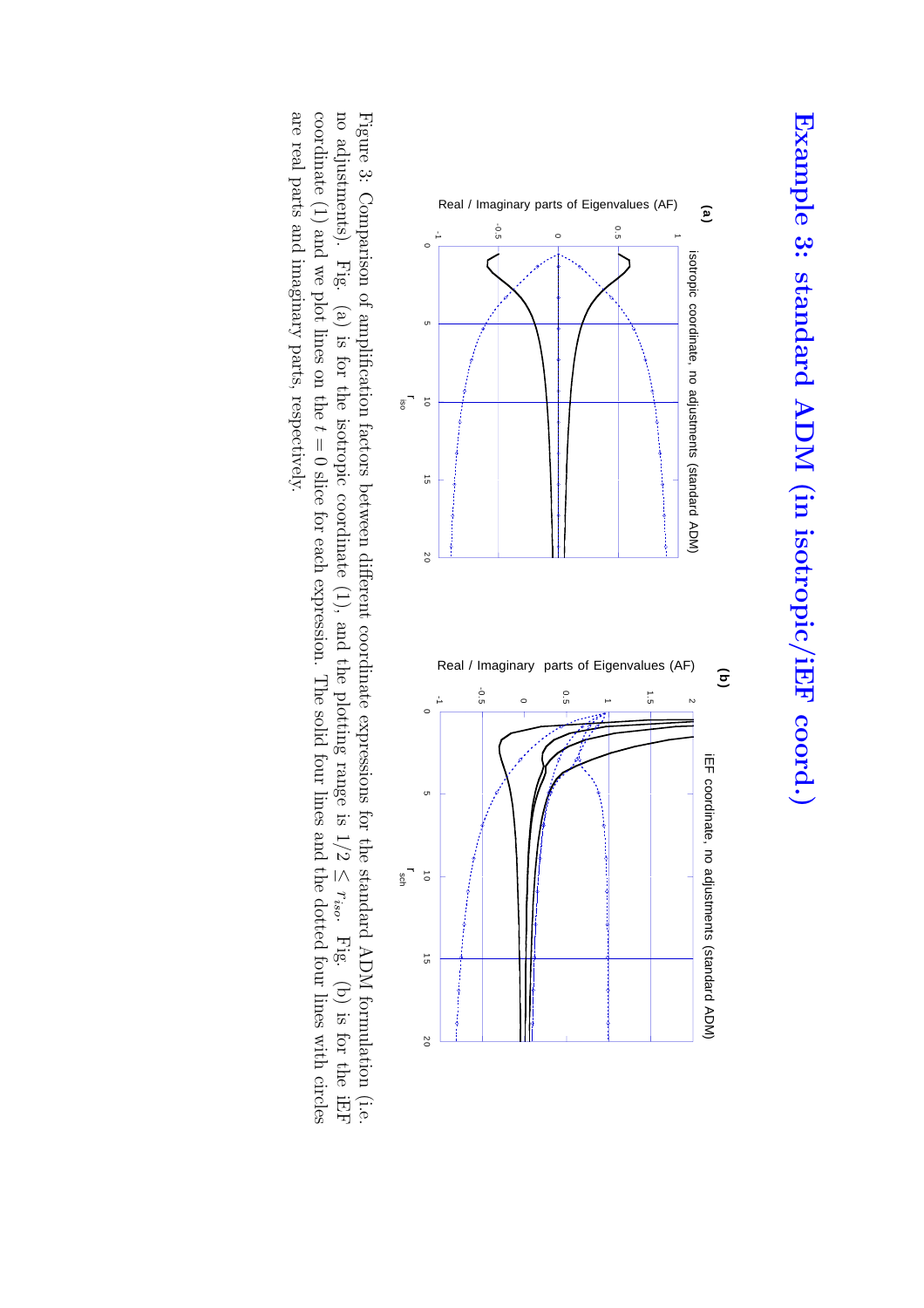# Example 3: standard ADM (in isotropic/iEF coord.)

Figure 3: Comparison of amplification factors between different coordinate expressions for the standard ADM formulation (i.e. no adjustments). Fig. (a) is for the isotropic coordinate (1), and the plotting range is $1/2 \leq r_{iso}$. Fig. (b) is for the iEF coordinate (1) and we plot lines on the $t = 0$ slice for each expression. The solid four lines and the doted four lines with circles are real parts and imaginary parts, respectively.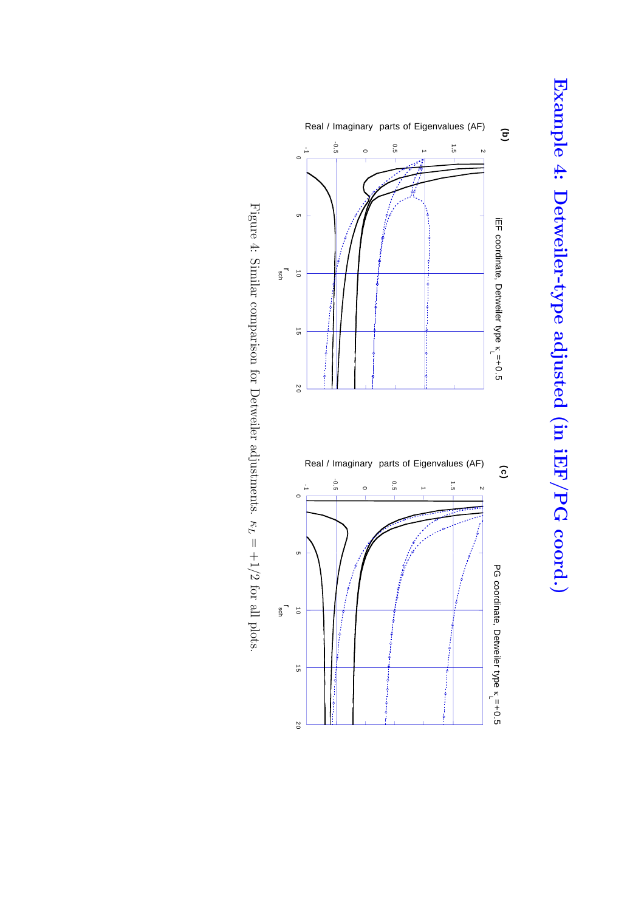# Example 4: Detweiler-type adjusted (in iEF/PG coord.)

**(b)** iEF coordinate, Detweiler type $\kappa_L$=+0.5

Real / Imaginary parts of Eigenvalues (AF)

$r_{sch}$

**(c)** PG coordinate, Detweiler type $\kappa_L$=+0.5

Real / Imaginary parts of Eigenvalues (AF)

$r_{sch}$

Figure 4: Similar comparison for Detweiler adjustments. $\kappa_L = +1/2$ for all plots.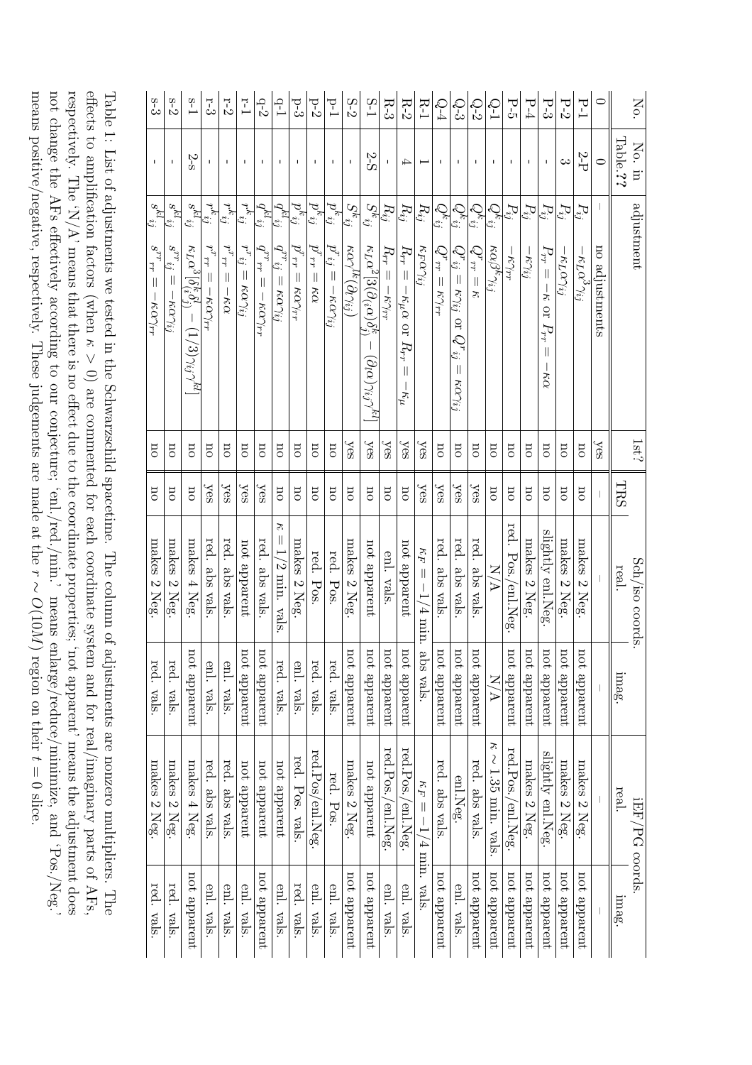| No. | No. in Table.?? | adjustment | | 1st? | TRS | Sch/iso coords. real. | Sch/iso coords. imag. | iEF/PG coords. real. | iEF/PG coords. imag. |
|---|---|---|---|---|---|---|---|---|---|
| 0 | 0 | – | no adjustments | yes | – | – | – | – | – |
| P-1 | 2-P | $P_{ij}$ | $-\kappa_L \alpha^3 \gamma_{ij}$ | no | no | makes 2 Neg. | not apparent | makes 2 Neg. | not apparent |
| P-2 | 3 | $P_{ij}$ | $-\kappa_L \alpha \gamma_{ij}$ | no | no | makes 2 Neg. | not apparent | makes 2 Neg. | not apparent |
| P-3 | - | $P_{ij}$ | $P_{rr} = -\kappa$ or $P_{rr} = -\kappa\alpha$ | no | no | slightly enl.Neg. | not apparent | slightly enl.Neg. | not apparent |
| P-4 | - | $P_{ij}$ | $-\kappa \gamma_{ij}$ | no | no | makes 2 Neg. | not apparent | makes 2 Neg. | not apparent |
| P-5 | - | $P_{ij}$ | $-\kappa \gamma_{rr}$ | no | no | red. Pos./enl.Neg. | not apparent | red.Pos./enl.Neg. | not apparent |
| Q-1 | - | $Q^k{}_{ij}$ | $\kappa \alpha \beta^k \gamma_{ij}$ | no | no | N/A | N/A | $\kappa \sim 1.35$ min. vals. | not apparent |
| Q-2 | - | $Q^k{}_{ij}$ | $Q^r{}_{rr} = \kappa$ | no | yes | red. abs vals. | not apparent | red. abs vals. | not apparent |
| Q-3 | - | $Q^k{}_{ij}$ | $Q^r{}_{ij} = \kappa \gamma_{ij}$ or $Q^r{}_{ij} = \kappa \alpha \gamma_{ij}$ | no | yes | red. abs vals. | not apparent | enl.Neg. | enl. vals. |
| Q-4 | - | $Q^k{}_{ij}$ | $Q^r{}_{rr} = \kappa \gamma_{rr}$ | no | yes | red. abs vals. | not apparent | red. abs vals. | not apparent |
| R-1 | 1 | $R_{ij}$ | $\kappa_F \alpha \gamma_{ij}$ | yes | yes | $\kappa_F = -1/4$ min. abs vals. | | $\kappa_F = -1/4$ min. vals. | |
| R-2 | 4 | $R_{ij}$ | $R_{rr} = -\kappa_\mu \alpha$ or $R_{rr} = -\kappa_\mu$ | yes | no | not apparent | not apparent | red.Pos./enl.Neg. | enl. vals. |
| R-3 | - | $R_{ij}$ | $R_{rr} = -\kappa \gamma_{rr}$ | yes | no | enl. vals. | not apparent | red.Pos./enl.Neg. | enl. vals. |
| S-1 | 2-S | $S^k{}_{ij}$ | $\kappa_L \alpha^2 [3(\partial_{(i}\alpha)\delta^k_{j)} - (\partial_l \alpha)\gamma_{ij}\gamma^{kl}]$ | yes | no | not apparent | not apparent | not apparent | not apparent |
| S-2 | - | $S^k{}_{ij}$ | $\kappa \alpha \gamma^{lk}(\partial_l \gamma_{ij})$ | yes | no | makes 2 Neg. | not apparent | makes 2 Neg. | not apparent |
| p-1 | - | $p^k{}_{ij}$ | $p^r{}_{ij} = -\kappa \alpha \gamma_{ij}$ | no | no | red. Pos. | red. vals. | red. Pos. | enl. vals. |
| p-2 | - | $p^k{}_{ij}$ | $p^r{}_{rr} = \kappa \alpha$ | no | no | red. Pos. | red. vals. | red.Pos/enl.Neg. | enl. vals. |
| p-3 | - | $p^k{}_{ij}$ | $p^r{}_{rr} = \kappa \alpha \gamma_{rr}$ | no | no | makes 2 Neg. | enl. vals. | red. Pos. vals. | red. vals. |
| q-1 | - | $q^{kl}{}_{ij}$ | $q^{rr}{}_{ij} = \kappa \alpha \gamma_{ij}$ | no | no | $\kappa = 1/2$ min. vals. | red. vals. | not apparent | enl. vals. |
| q-2 | - | $q^{kl}{}_{ij}$ | $q^{rr}{}_{rr} = -\kappa \alpha \gamma_{rr}$ | no | yes | red. abs vals. | not apparent | not apparent | not apparent |
| r-1 | - | $r^k{}_{ij}$ | $r^r{}_{ij} = \kappa \alpha \gamma_{ij}$ | no | yes | not apparent | not apparent | not apparent | enl. vals. |
| r-2 | - | $r^k{}_{ij}$ | $r^r{}_{rr} = -\kappa \alpha$ | no | yes | red. abs vals. | enl. vals. | red. abs vals. | enl. vals. |
| r-3 | - | $r^k{}_{ij}$ | $r^r{}_{rr} = -\kappa \alpha \gamma_{rr}$ | no | yes | red. abs vals. | enl. vals. | red. abs vals. | enl. vals. |
| s-1 | 2-s | $s^{kl}{}_{ij}$ | $\kappa_L \alpha^3 [\delta^k_{(i}\delta^l_{j)} - (1/3)\gamma_{ij}\gamma^{kl}]$ | no | no | makes 4 Neg. | not apparent | makes 4 Neg. | not apparent |
| s-2 | - | $s^{kl}{}_{ij}$ | $s^{rr}{}_{ij} = -\kappa \alpha \gamma_{ij}$ | no | no | makes 2 Neg. | red. vals. | makes 2 Neg. | red. vals. |
| s-3 | - | $s^{kl}{}_{ij}$ | $s^{rr}{}_{rr} = -\kappa \alpha \gamma_{rr}$ | no | no | makes 2 Neg. | red. vals. | makes 2 Neg. | red. vals. |

Table 1: List of adjustments we tested in the Schwarzschild spacetime. The column of adjustments are nonzero multipliers. The effects to amplification factors (when $\kappa > 0$) are commented for each coordinate system and for real/imaginary parts of AFs, respectively. The 'N/A' means that there is no effect due to the coordinate properties; 'not apparent' means the adjustment does not change the AFs effectively according to our conjecture; 'enl./red./min.' means enlarge/reduce/minimize, and 'Pos./Neg.' means positive/negative, respectively. These judgements are made at the $r \sim O(10M)$ region on their $t = 0$ slice.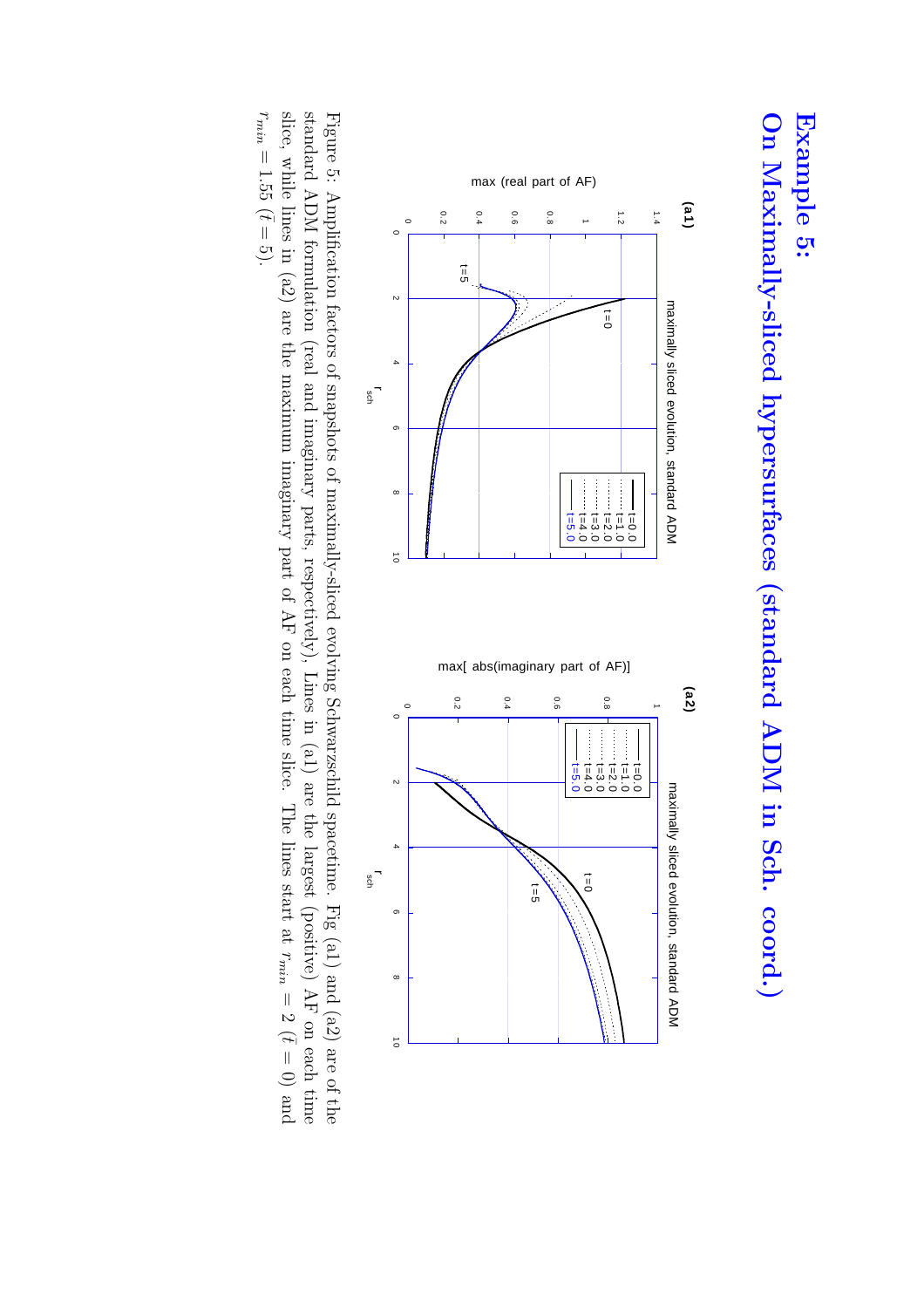## Example 5:

# On Maximally-sliced hypersurfaces (standard ADM in Sch. coord.)

Figure 5: Amplification factors of snapshots of maximally-sliced evolving Schwarzschild spacetime. Fig (a1) and (a2) are of the standard ADM formulation (real and imaginary parts, respectively). Lines in (a1) are the largest (positive) AF on each time slice, while lines in (a2) are the maximum imaginary part of AF on each time slice. The lines start at $r_{min} = 2$ ($\bar{t} = 0$) and $r_{min} = 1.55$ ($\bar{t} = 5$).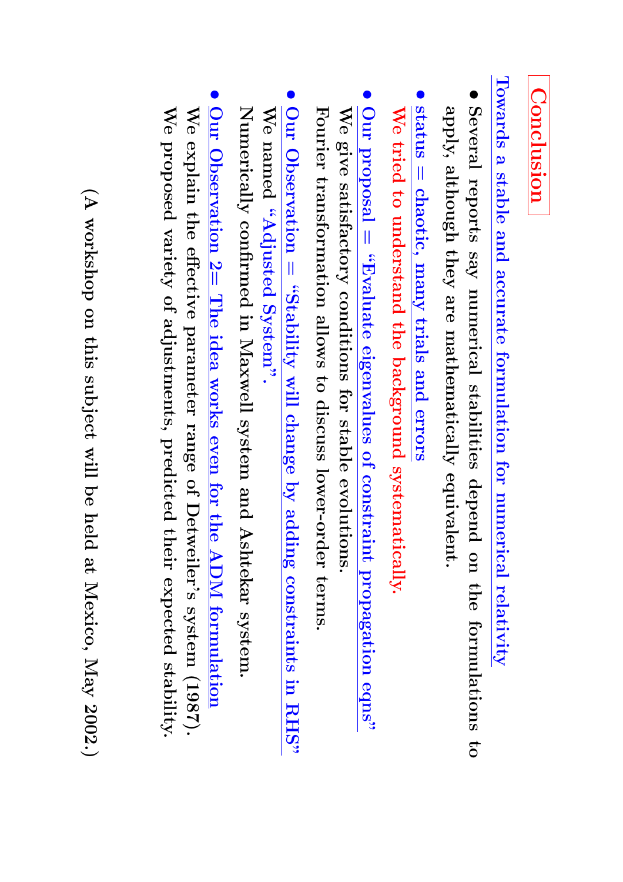# Conclusion

## Towards a stable and accurate formulation for numerical relativity

- Several reports say numerical stabilities depend on the formulations to apply, although they are mathematically equivalent.
- status = chaotic, many trials and errors

  We tried to understand the background systematically.

- Our proposal = "Evaluate eigenvalues of constraint propagation eqns"

  We give satisfactory conditions for stable evolutions.

  Fourier transformation allows to discuss lower-order terms.

- Our Observation = "Stability will change by adding constraints in RHS"

  We named "Adjusted System".

  Numerically confirmed in Maxwell system and Ashtekar system.

- Our Observation 2= The idea works even for the ADM formulation

  We explain the effective parameter range of Detweiler's system (1987).

  We proposed variety of adjustments, predicted their expected stability.

(A workshop on this subject will be held at Mexico, May 2002.)